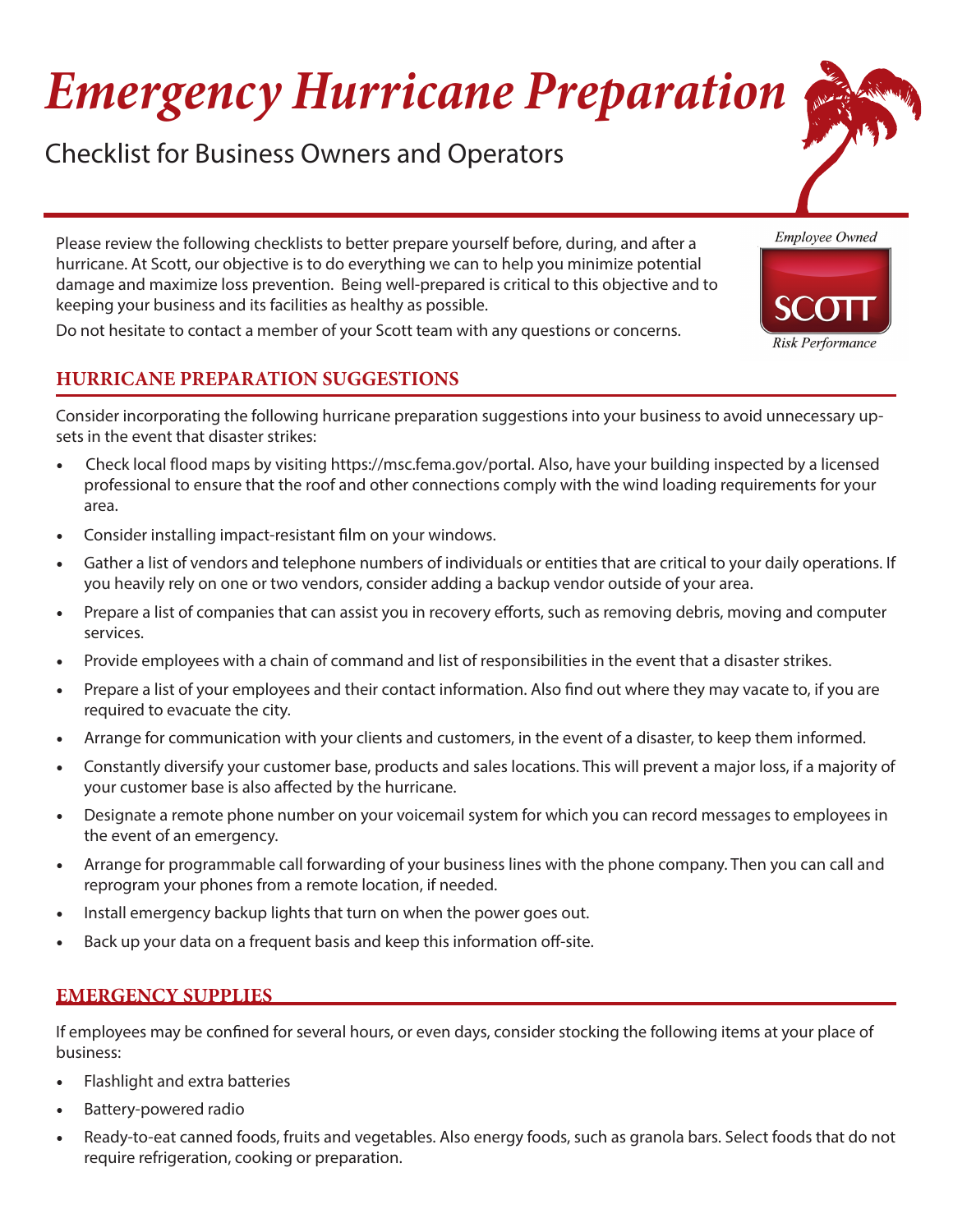# *Emergency Hurricane Preparation*

## Checklist for Business Owners and Operators

*Employee Owned*

SCOTT

*Risk Performance*

Please review the following checklists to better prepare yourself before, during, and after a hurricane. At Scott, our objective is to do everything we can to help you minimize potential damage and maximize loss prevention. Being well-prepared is critical to this objective and to keeping your business and its facilities as healthy as possible.

Do not hesitate to contact a member of your Scott team with any questions or concerns.

### HURRICANE PREPARATION SUGGESTIONS

Consider incorporating the following hurricane preparation suggestions into your business to avoid unnecessary upsets in the event that disaster strikes:

- Check local flood maps by visiting https://msc.fema.gov/portal. Also, have your building inspected by a licensed professional to ensure that the roof and other connections comply with the wind loading requirements for your area.
- Consider installing impact-resistant film on your windows.
- Gather a list of vendors and telephone numbers of individuals or entities that are critical to your daily operations. If you heavily rely on one or two vendors, consider adding a backup vendor outside of your area.
- Prepare a list of companies that can assist you in recovery efforts, such as removing debris, moving and computer services.
- Provide employees with a chain of command and list of responsibilities in the event that a disaster strikes.
- Prepare a list of your employees and their contact information. Also find out where they may vacate to, if you are required to evacuate the city.
- Arrange for communication with your clients and customers, in the event of a disaster, to keep them informed.
- Constantly diversify your customer base, products and sales locations. This will prevent a major loss, if a majority of your customer base is also affected by the hurricane.
- Designate a remote phone number on your voicemail system for which you can record messages to employees in the event of an emergency.
- Arrange for programmable call forwarding of your business lines with the phone company. Then you can call and reprogram your phones from a remote location, if needed.
- Install emergency backup lights that turn on when the power goes out.
- Back up your data on a frequent basis and keep this information off-site.

### EMERGENCY SUPPLIES

If employees may be confined for several hours, or even days, consider stocking the following items at your place of business:

- Flashlight and extra batteries
- Battery-powered radio
- Ready-to-eat canned foods, fruits and vegetables. Also energy foods, such as granola bars. Select foods that do not require refrigeration, cooking or preparation.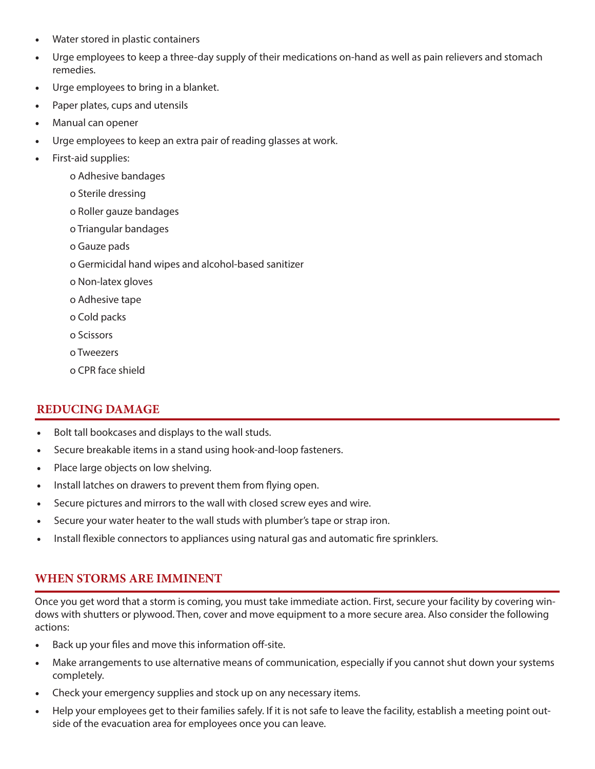- Water stored in plastic containers
- Urge employees to keep a three-day supply of their medications on-hand as well as pain relievers and stomach remedies.
- Urge employees to bring in a blanket.
- Paper plates, cups and utensils
- Manual can opener
- Urge employees to keep an extra pair of reading glasses at work.
- First-aid supplies:
    - Adhesive bandages
    - Sterile dressing
    - Roller gauze bandages
    - Triangular bandages
    - Gauze pads
    - Germicidal hand wipes and alcohol-based sanitizer
    - Non-latex gloves
    - Adhesive tape
    - Cold packs
    - Scissors
    - Tweezers
    - CPR face shield

## REDUCING DAMAGE

- Bolt tall bookcases and displays to the wall studs.
- Secure breakable items in a stand using hook-and-loop fasteners.
- Place large objects on low shelving.
- Install latches on drawers to prevent them from flying open.
- Secure pictures and mirrors to the wall with closed screw eyes and wire.
- Secure your water heater to the wall studs with plumber's tape or strap iron.
- Install flexible connectors to appliances using natural gas and automatic fire sprinklers.

## WHEN STORMS ARE IMMINENT

Once you get word that a storm is coming, you must take immediate action. First, secure your facility by covering windows with shutters or plywood. Then, cover and move equipment to a more secure area. Also consider the following actions:

- Back up your files and move this information off-site.
- Make arrangements to use alternative means of communication, especially if you cannot shut down your systems completely.
- Check your emergency supplies and stock up on any necessary items.
- Help your employees get to their families safely. If it is not safe to leave the facility, establish a meeting point outside of the evacuation area for employees once you can leave.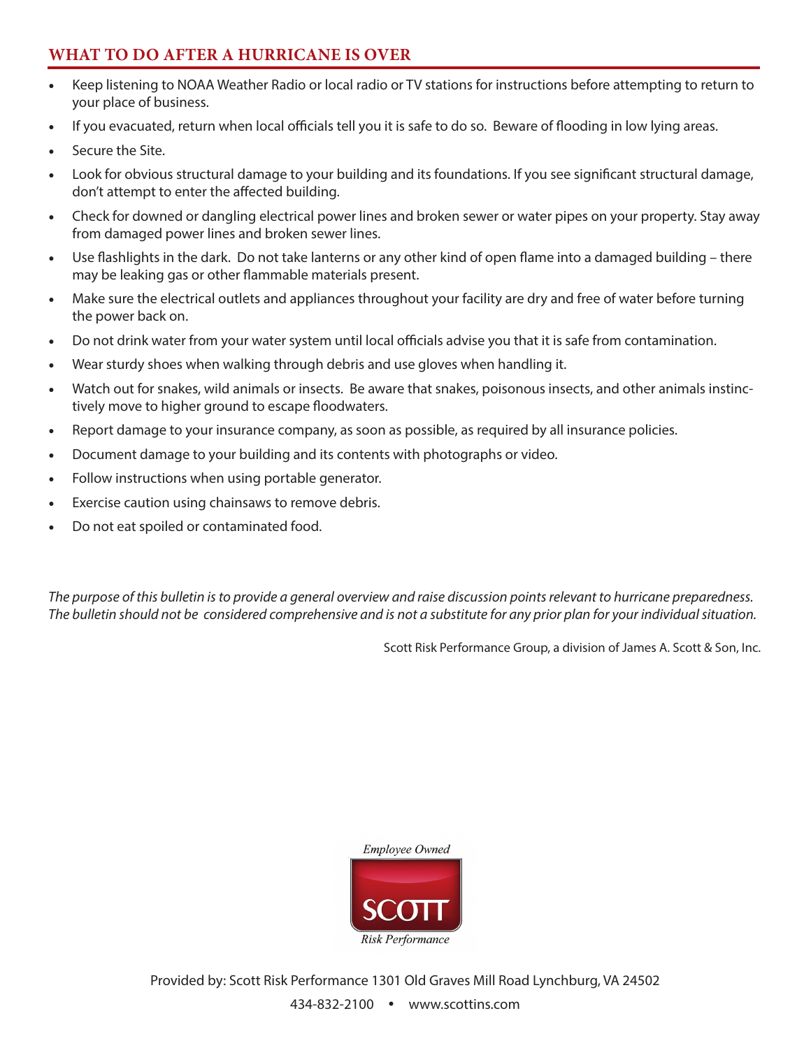## WHAT TO DO AFTER A HURRICANE IS OVER

- Keep listening to NOAA Weather Radio or local radio or TV stations for instructions before attempting to return to your place of business.
- If you evacuated, return when local officials tell you it is safe to do so. Beware of flooding in low lying areas.
- Secure the Site.
- Look for obvious structural damage to your building and its foundations. If you see significant structural damage, don't attempt to enter the affected building.
- Check for downed or dangling electrical power lines and broken sewer or water pipes on your property. Stay away from damaged power lines and broken sewer lines.
- Use flashlights in the dark. Do not take lanterns or any other kind of open flame into a damaged building – there may be leaking gas or other flammable materials present.
- Make sure the electrical outlets and appliances throughout your facility are dry and free of water before turning the power back on.
- Do not drink water from your water system until local officials advise you that it is safe from contamination.
- Wear sturdy shoes when walking through debris and use gloves when handling it.
- Watch out for snakes, wild animals or insects. Be aware that snakes, poisonous insects, and other animals instinctively move to higher ground to escape floodwaters.
- Report damage to your insurance company, as soon as possible, as required by all insurance policies.
- Document damage to your building and its contents with photographs or video.
- Follow instructions when using portable generator.
- Exercise caution using chainsaws to remove debris.
- Do not eat spoiled or contaminated food.

*The purpose of this bulletin is to provide a general overview and raise discussion points relevant to hurricane preparedness. The bulletin should not be considered comprehensive and is not a substitute for any prior plan for your individual situation.*

Scott Risk Performance Group, a division of James A. Scott & Son, Inc.

Employee Owned

SCOTT

Risk Performance

Provided by: Scott Risk Performance 1301 Old Graves Mill Road Lynchburg, VA 24502

434-832-2100 • www.scottins.com